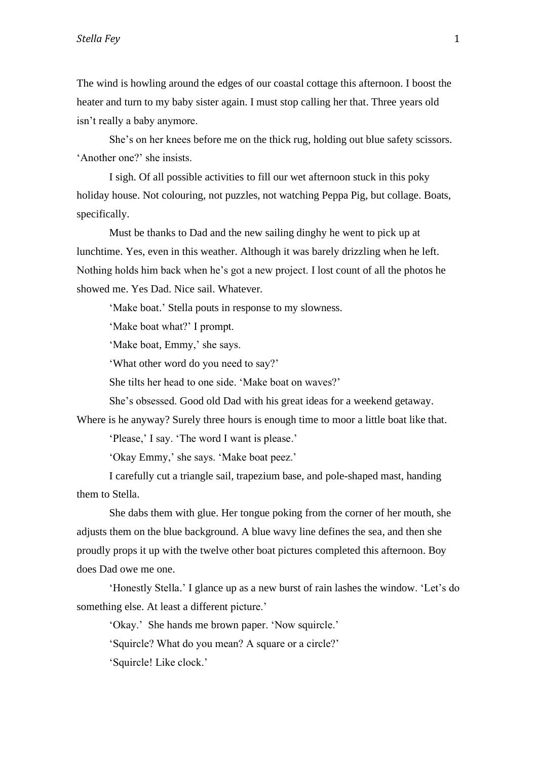The wind is howling around the edges of our coastal cottage this afternoon. I boost the heater and turn to my baby sister again. I must stop calling her that. Three years old isn't really a baby anymore.

She's on her knees before me on the thick rug, holding out blue safety scissors. 'Another one?' she insists.

I sigh. Of all possible activities to fill our wet afternoon stuck in this poky holiday house. Not colouring, not puzzles, not watching Peppa Pig, but collage. Boats, specifically.

Must be thanks to Dad and the new sailing dinghy he went to pick up at lunchtime. Yes, even in this weather. Although it was barely drizzling when he left. Nothing holds him back when he's got a new project. I lost count of all the photos he showed me. Yes Dad. Nice sail. Whatever.

'Make boat.' Stella pouts in response to my slowness.

'Make boat what?' I prompt.

'Make boat, Emmy,' she says.

'What other word do you need to say?'

She tilts her head to one side. 'Make boat on waves?'

She's obsessed. Good old Dad with his great ideas for a weekend getaway. Where is he anyway? Surely three hours is enough time to moor a little boat like that.

'Please,' I say. 'The word I want is please.'

'Okay Emmy,' she says. 'Make boat peez.'

I carefully cut a triangle sail, trapezium base, and pole-shaped mast, handing them to Stella.

She dabs them with glue. Her tongue poking from the corner of her mouth, she adjusts them on the blue background. A blue wavy line defines the sea, and then she proudly props it up with the twelve other boat pictures completed this afternoon. Boy does Dad owe me one.

'Honestly Stella.' I glance up as a new burst of rain lashes the window. 'Let's do something else. At least a different picture.'

'Okay.' She hands me brown paper. 'Now squircle.'

'Squircle? What do you mean? A square or a circle?'

'Squircle! Like clock.'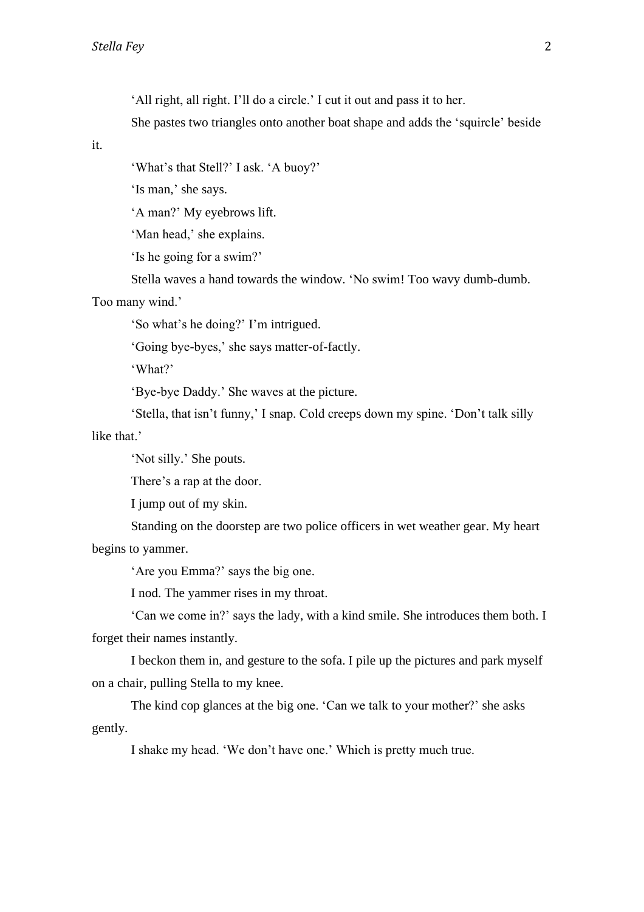'All right, all right. I'll do a circle.' I cut it out and pass it to her.

She pastes two triangles onto another boat shape and adds the 'squircle' beside it.

'What's that Stell?' I ask. 'A buoy?'

'Is man,' she says.

'A man?' My eyebrows lift.

'Man head,' she explains.

'Is he going for a swim?'

Stella waves a hand towards the window. 'No swim! Too wavy dumb-dumb. Too many wind.'

'So what's he doing?' I'm intrigued.

'Going bye-byes,' she says matter-of-factly.

'What?'

'Bye-bye Daddy.' She waves at the picture.

'Stella, that isn't funny,' I snap. Cold creeps down my spine. 'Don't talk silly like that.'

'Not silly.' She pouts.

There's a rap at the door.

I jump out of my skin.

Standing on the doorstep are two police officers in wet weather gear. My heart begins to yammer.

'Are you Emma?' says the big one.

I nod. The yammer rises in my throat.

'Can we come in?' says the lady, with a kind smile. She introduces them both. I forget their names instantly.

I beckon them in, and gesture to the sofa. I pile up the pictures and park myself on a chair, pulling Stella to my knee.

The kind cop glances at the big one. 'Can we talk to your mother?' she asks gently.

I shake my head. 'We don't have one.' Which is pretty much true.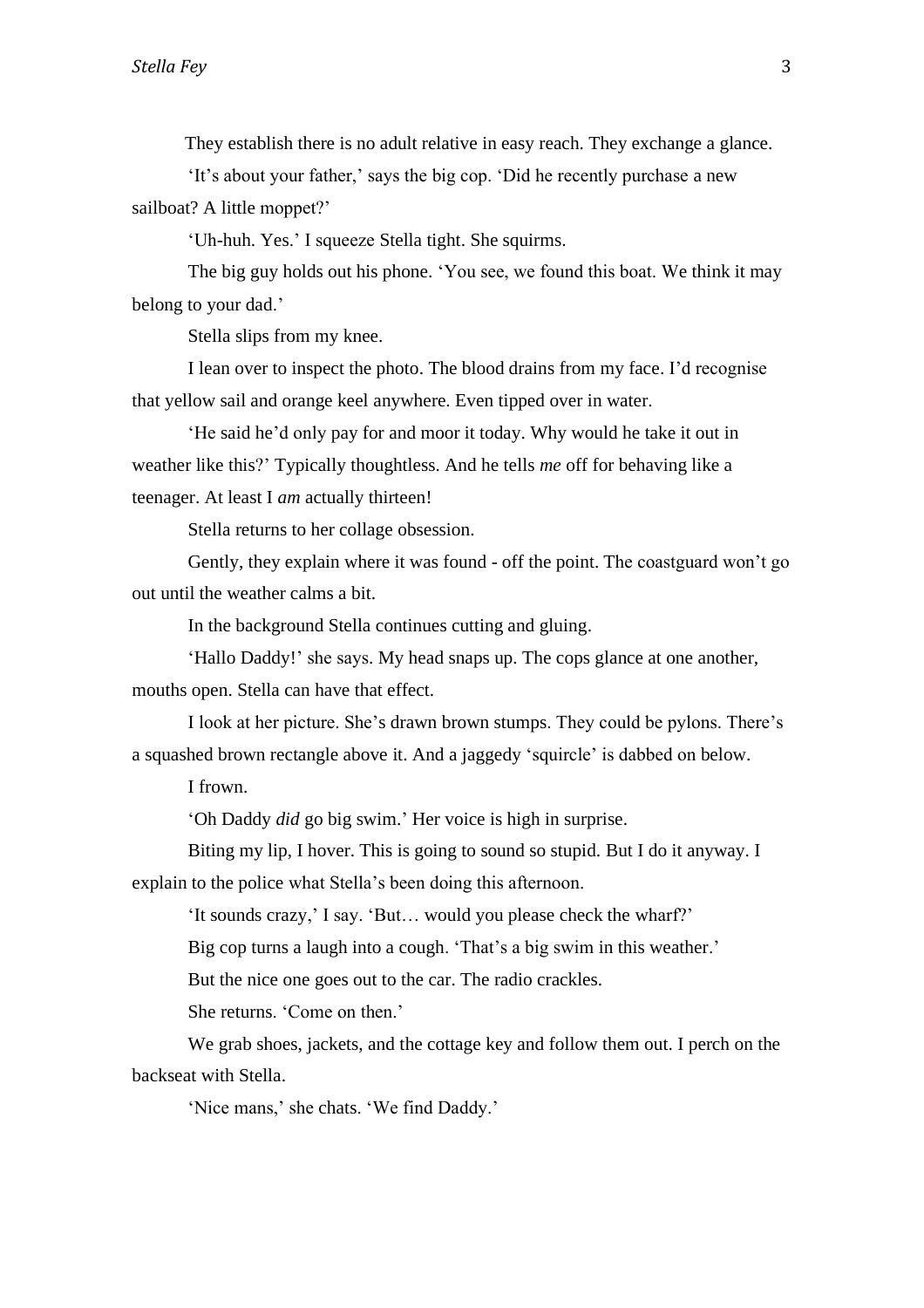They establish there is no adult relative in easy reach. They exchange a glance.

'It's about your father,' says the big cop. 'Did he recently purchase a new sailboat? A little moppet?'

'Uh-huh. Yes.' I squeeze Stella tight. She squirms.

The big guy holds out his phone. 'You see, we found this boat. We think it may belong to your dad.'

Stella slips from my knee.

I lean over to inspect the photo. The blood drains from my face. I'd recognise that yellow sail and orange keel anywhere. Even tipped over in water.

'He said he'd only pay for and moor it today. Why would he take it out in weather like this?' Typically thoughtless. And he tells *me* off for behaving like a teenager. At least I *am* actually thirteen!

Stella returns to her collage obsession.

Gently, they explain where it was found - off the point. The coastguard won't go out until the weather calms a bit.

In the background Stella continues cutting and gluing.

'Hallo Daddy!' she says. My head snaps up. The cops glance at one another, mouths open. Stella can have that effect.

I look at her picture. She's drawn brown stumps. They could be pylons. There's a squashed brown rectangle above it. And a jaggedy 'squircle' is dabbed on below.

I frown.

'Oh Daddy *did* go big swim.' Her voice is high in surprise.

Biting my lip, I hover. This is going to sound so stupid. But I do it anyway. I explain to the police what Stella's been doing this afternoon.

'It sounds crazy,' I say. 'But… would you please check the wharf?'

Big cop turns a laugh into a cough. 'That's a big swim in this weather.'

But the nice one goes out to the car. The radio crackles.

She returns. 'Come on then.'

We grab shoes, jackets, and the cottage key and follow them out. I perch on the backseat with Stella.

'Nice mans,' she chats. 'We find Daddy.'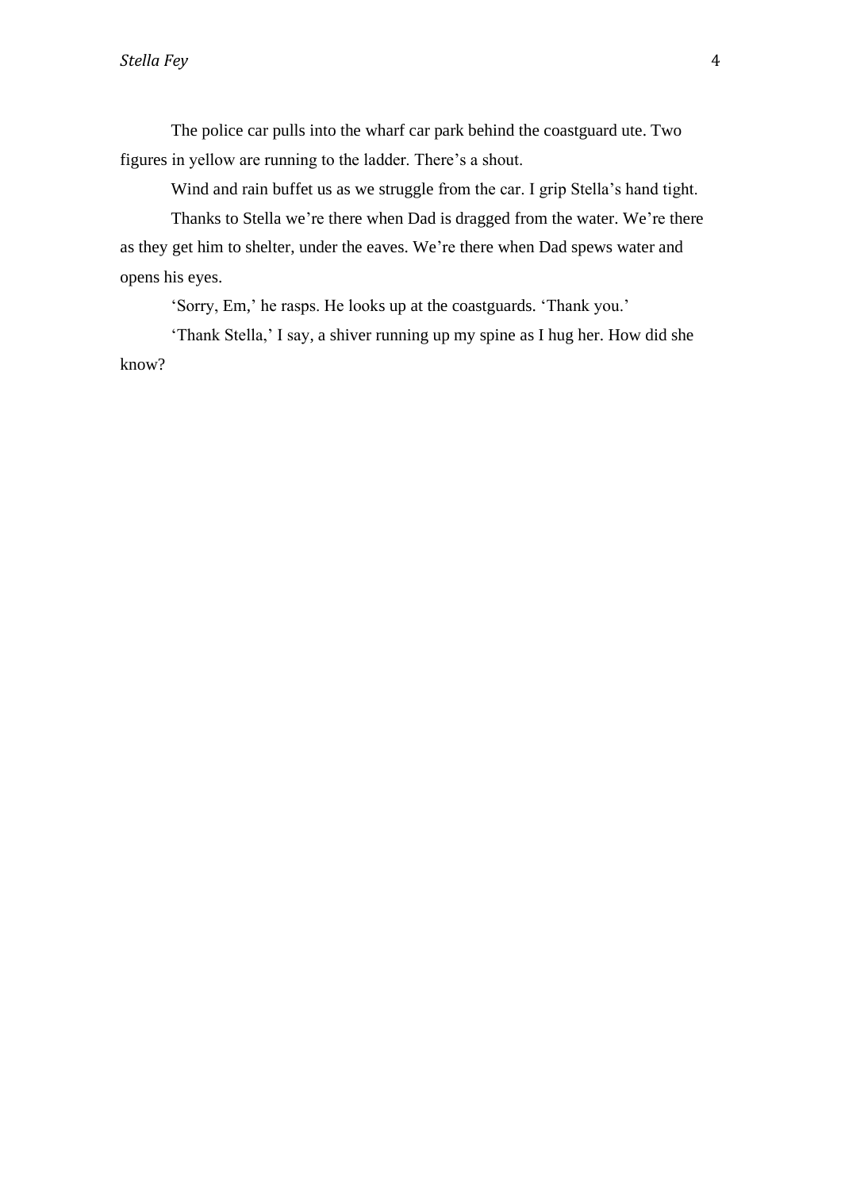The police car pulls into the wharf car park behind the coastguard ute. Two figures in yellow are running to the ladder. There's a shout.

Wind and rain buffet us as we struggle from the car. I grip Stella's hand tight.

Thanks to Stella we're there when Dad is dragged from the water. We're there as they get him to shelter, under the eaves. We're there when Dad spews water and opens his eyes.

'Sorry, Em,' he rasps. He looks up at the coastguards. 'Thank you.'

'Thank Stella,' I say, a shiver running up my spine as I hug her. How did she know?